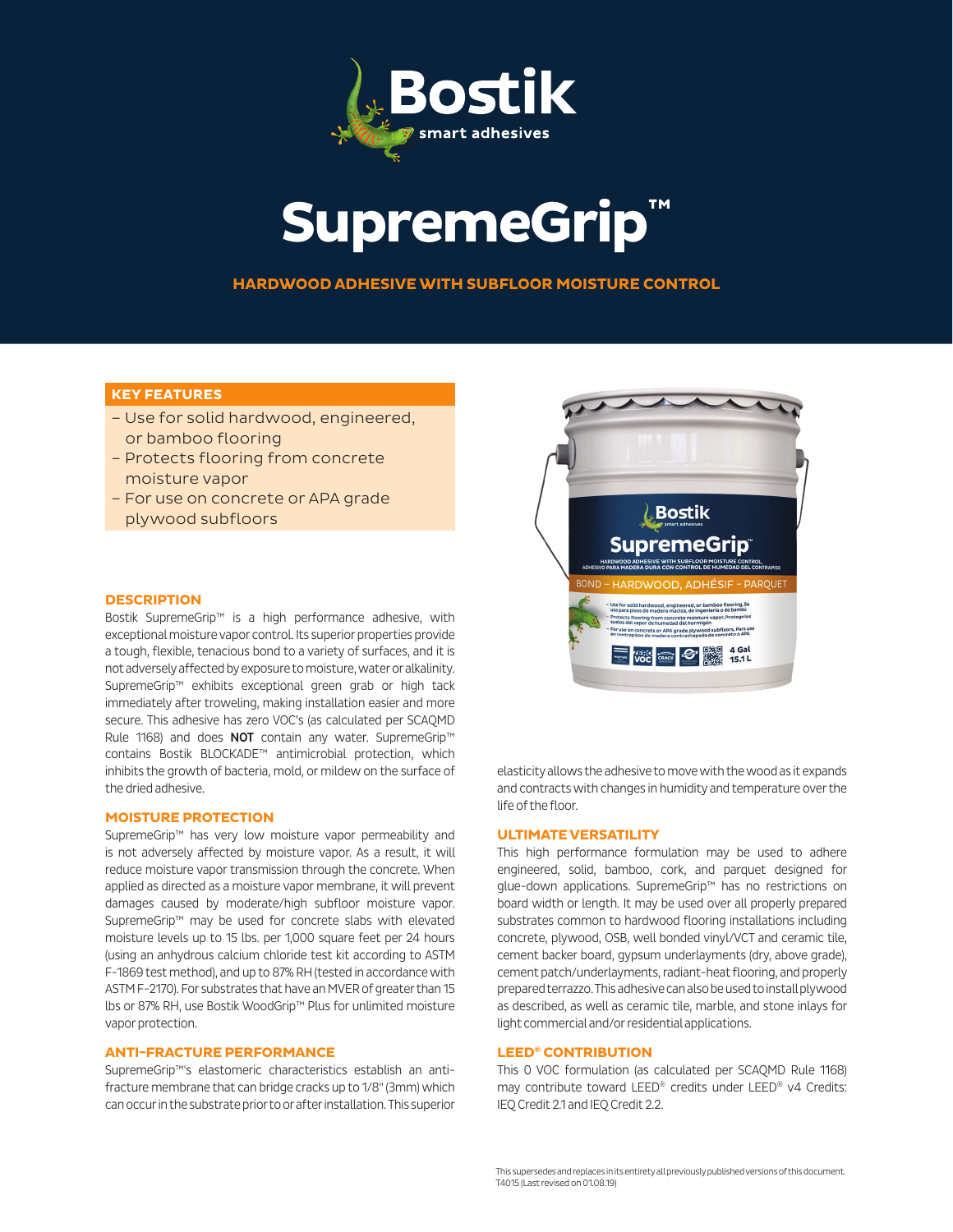# SupremeGrip™

## HARDWOOD ADHESIVE WITH SUBFLOOR MOISTURE CONTROL

### KEY FEATURES

- Use for solid hardwood, engineered, or bamboo flooring
- Protects flooring from concrete moisture vapor
- For use on concrete or APA grade plywood subfloors

### DESCRIPTION

Bostik SupremeGrip™ is a high performance adhesive, with exceptional moisture vapor control. Its superior properties provide a tough, flexible, tenacious bond to a variety of surfaces, and it is not adversely affected by exposure to moisture, water or alkalinity. SupremeGrip™ exhibits exceptional green grab or high tack immediately after troweling, making installation easier and more secure. This adhesive has zero VOC's (as calculated per SCAQMD Rule 1168) and does **NOT** contain any water. SupremeGrip™ contains Bostik BLOCKADE™ antimicrobial protection, which inhibits the growth of bacteria, mold, or mildew on the surface of the dried adhesive.

### MOISTURE PROTECTION

SupremeGrip™ has very low moisture vapor permeability and is not adversely affected by moisture vapor. As a result, it will reduce moisture vapor transmission through the concrete. When applied as directed as a moisture vapor membrane, it will prevent damages caused by moderate/high subfloor moisture vapor. SupremeGrip™ may be used for concrete slabs with elevated moisture levels up to 15 lbs. per 1,000 square feet per 24 hours (using an anhydrous calcium chloride test kit according to ASTM F-1869 test method), and up to 87% RH (tested in accordance with ASTM F-2170). For substrates that have an MVER of greater than 15 lbs or 87% RH, use Bostik WoodGrip™ Plus for unlimited moisture vapor protection.

### ANTI-FRACTURE PERFORMANCE

SupremeGrip™'s elastomeric characteristics establish an anti-fracture membrane that can bridge cracks up to 1/8" (3mm) which can occur in the substrate prior to or after installation. This superior elasticity allows the adhesive to move with the wood as it expands and contracts with changes in humidity and temperature over the life of the floor.

### ULTIMATE VERSATILITY

This high performance formulation may be used to adhere engineered, solid, bamboo, cork, and parquet designed for glue-down applications. SupremeGrip™ has no restrictions on board width or length. It may be used over all properly prepared substrates common to hardwood flooring installations including concrete, plywood, OSB, well bonded vinyl/VCT and ceramic tile, cement backer board, gypsum underlayments (dry, above grade), cement patch/underlayments, radiant-heat flooring, and properly prepared terrazzo. This adhesive can also be used to install plywood as described, as well as ceramic tile, marble, and stone inlays for light commercial and/or residential applications.

### LEED® CONTRIBUTION

This 0 VOC formulation (as calculated per SCAQMD Rule 1168) may contribute toward LEED® credits under LEED® v4 Credits: IEQ Credit 2.1 and IEQ Credit 2.2.

This supersedes and replaces in its entirety all previously published versions of this document.
T4015 (Last revised on 01.08.19)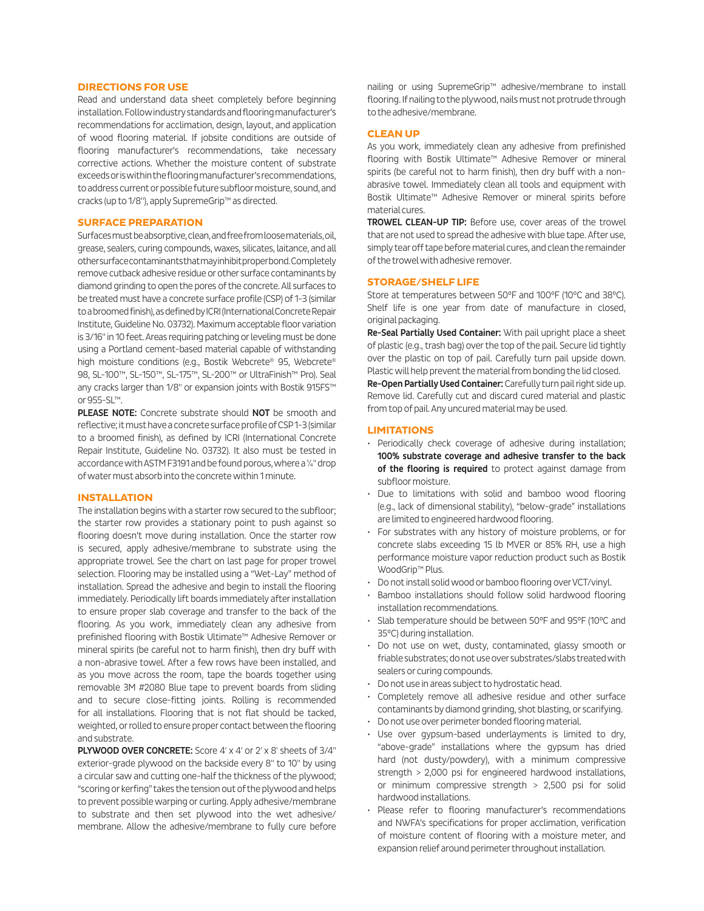## DIRECTIONS FOR USE

Read and understand data sheet completely before beginning installation. Follow industry standards and flooring manufacturer's recommendations for acclimation, design, layout, and application of wood flooring material. If jobsite conditions are outside of flooring manufacturer's recommendations, take necessary corrective actions. Whether the moisture content of substrate exceeds or is within the flooring manufacturer's recommendations, to address current or possible future subfloor moisture, sound, and cracks (up to 1/8"), apply SupremeGrip™ as directed.

## SURFACE PREPARATION

Surfaces must be absorptive, clean, and free from loose materials, oil, grease, sealers, curing compounds, waxes, silicates, laitance, and all other surface contaminants that may inhibit proper bond. Completely remove cutback adhesive residue or other surface contaminants by diamond grinding to open the pores of the concrete. All surfaces to be treated must have a concrete surface profile (CSP) of 1-3 (similar to a broomed finish), as defined by ICRI (International Concrete Repair Institute, Guideline No. 03732). Maximum acceptable floor variation is 3/16" in 10 feet. Areas requiring patching or leveling must be done using a Portland cement-based material capable of withstanding high moisture conditions (e.g., Bostik Webcrete® 95, Webcrete® 98, SL-100™, SL-150™, SL-175™, SL-200™ or UltraFinish™ Pro). Seal any cracks larger than 1/8" or expansion joints with Bostik 915FS™ or 955-SL™.

**PLEASE NOTE:** Concrete substrate should **NOT** be smooth and reflective; it must have a concrete surface profile of CSP 1-3 (similar to a broomed finish), as defined by ICRI (International Concrete Repair Institute, Guideline No. 03732). It also must be tested in accordance with ASTM F3191 and be found porous, where a ¼" drop of water must absorb into the concrete within 1 minute.

## INSTALLATION

The installation begins with a starter row secured to the subfloor; the starter row provides a stationary point to push against so flooring doesn't move during installation. Once the starter row is secured, apply adhesive/membrane to substrate using the appropriate trowel. See the chart on last page for proper trowel selection. Flooring may be installed using a "Wet-Lay" method of installation. Spread the adhesive and begin to install the flooring immediately. Periodically lift boards immediately after installation to ensure proper slab coverage and transfer to the back of the flooring. As you work, immediately clean any adhesive from prefinished flooring with Bostik Ultimate™ Adhesive Remover or mineral spirits (be careful not to harm finish), then dry buff with a non-abrasive towel. After a few rows have been installed, and as you move across the room, tape the boards together using removable 3M #2080 Blue tape to prevent boards from sliding and to secure close-fitting joints. Rolling is recommended for all installations. Flooring that is not flat should be tacked, weighted, or rolled to ensure proper contact between the flooring and substrate.

**PLYWOOD OVER CONCRETE:** Score 4' x 4' or 2' x 8' sheets of 3/4" exterior-grade plywood on the backside every 8" to 10" by using a circular saw and cutting one-half the thickness of the plywood; "scoring or kerfing" takes the tension out of the plywood and helps to prevent possible warping or curling. Apply adhesive/membrane to substrate and then set plywood into the wet adhesive/membrane. Allow the adhesive/membrane to fully cure before nailing or using SupremeGrip™ adhesive/membrane to install flooring. If nailing to the plywood, nails must not protrude through to the adhesive/membrane.

## CLEAN UP

As you work, immediately clean any adhesive from prefinished flooring with Bostik Ultimate™ Adhesive Remover or mineral spirits (be careful not to harm finish), then dry buff with a non-abrasive towel. Immediately clean all tools and equipment with Bostik Ultimate™ Adhesive Remover or mineral spirits before material cures.

**TROWEL CLEAN-UP TIP:** Before use, cover areas of the trowel that are not used to spread the adhesive with blue tape. After use, simply tear off tape before material cures, and clean the remainder of the trowel with adhesive remover.

## STORAGE/SHELF LIFE

Store at temperatures between 50°F and 100°F (10°C and 38°C). Shelf life is one year from date of manufacture in closed, original packaging.

**Re-Seal Partially Used Container:** With pail upright place a sheet of plastic (e.g., trash bag) over the top of the pail. Secure lid tightly over the plastic on top of pail. Carefully turn pail upside down. Plastic will help prevent the material from bonding the lid closed.

**Re-Open Partially Used Container:** Carefully turn pail right side up. Remove lid. Carefully cut and discard cured material and plastic from top of pail. Any uncured material may be used.

## LIMITATIONS

- Periodically check coverage of adhesive during installation; **100% substrate coverage and adhesive transfer to the back of the flooring is required** to protect against damage from subfloor moisture.
- Due to limitations with solid and bamboo wood flooring (e.g., lack of dimensional stability), "below-grade" installations are limited to engineered hardwood flooring.
- For substrates with any history of moisture problems, or for concrete slabs exceeding 15 lb MVER or 85% RH, use a high performance moisture vapor reduction product such as Bostik WoodGrip™ Plus.
- Do not install solid wood or bamboo flooring over VCT/vinyl.
- Bamboo installations should follow solid hardwood flooring installation recommendations.
- Slab temperature should be between 50°F and 95°F (10°C and 35°C) during installation.
- Do not use on wet, dusty, contaminated, glassy smooth or friable substrates; do not use over substrates/slabs treated with sealers or curing compounds.
- Do not use in areas subject to hydrostatic head.
- Completely remove all adhesive residue and other surface contaminants by diamond grinding, shot blasting, or scarifying.
- Do not use over perimeter bonded flooring material.
- Use over gypsum-based underlayments is limited to dry, "above-grade" installations where the gypsum has dried hard (not dusty/powdery), with a minimum compressive strength > 2,000 psi for engineered hardwood installations, or minimum compressive strength > 2,500 psi for solid hardwood installations.
- Please refer to flooring manufacturer's recommendations and NWFA's specifications for proper acclimation, verification of moisture content of flooring with a moisture meter, and expansion relief around perimeter throughout installation.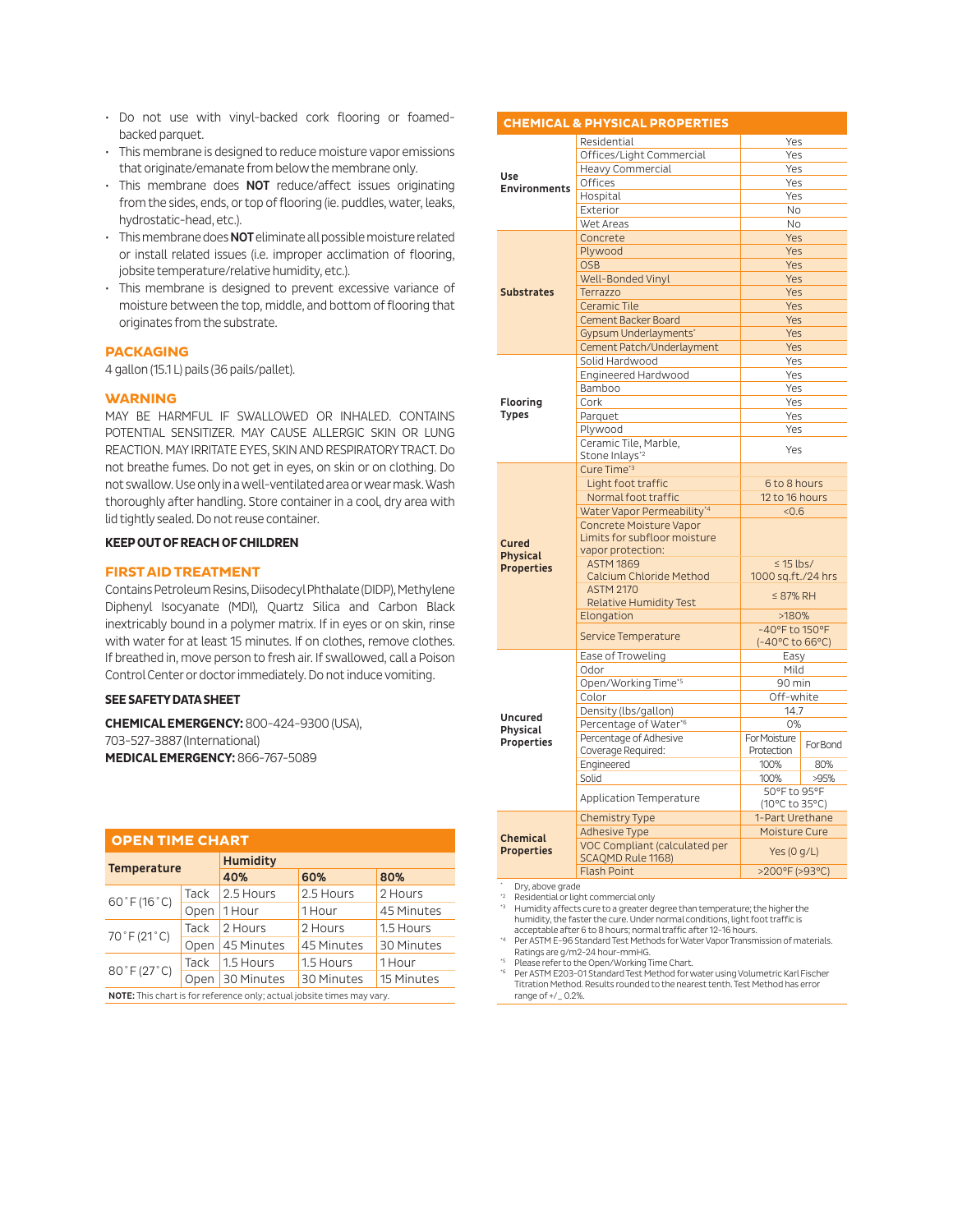- Do not use with vinyl-backed cork flooring or foamed-backed parquet.
- This membrane is designed to reduce moisture vapor emissions that originate/emanate from below the membrane only.
- This membrane does **NOT** reduce/affect issues originating from the sides, ends, or top of flooring (ie. puddles, water, leaks, hydrostatic-head, etc.).
- This membrane does **NOT** eliminate all possible moisture related or install related issues (i.e. improper acclimation of flooring, jobsite temperature/relative humidity, etc.).
- This membrane is designed to prevent excessive variance of moisture between the top, middle, and bottom of flooring that originates from the substrate.

## PACKAGING

4 gallon (15.1 L) pails (36 pails/pallet).

## WARNING

MAY BE HARMFUL IF SWALLOWED OR INHALED. CONTAINS POTENTIAL SENSITIZER. MAY CAUSE ALLERGIC SKIN OR LUNG REACTION. MAY IRRITATE EYES, SKIN AND RESPIRATORY TRACT. Do not breathe fumes. Do not get in eyes, on skin or on clothing. Do not swallow. Use only in a well-ventilated area or wear mask. Wash thoroughly after handling. Store container in a cool, dry area with lid tightly sealed. Do not reuse container.

**KEEP OUT OF REACH OF CHILDREN**

## FIRST AID TREATMENT

Contains Petroleum Resins, Diisodecyl Phthalate (DIDP), Methylene Diphenyl Isocyanate (MDI), Quartz Silica and Carbon Black inextricably bound in a polymer matrix. If in eyes or on skin, rinse with water for at least 15 minutes. If on clothes, remove clothes. If breathed in, move person to fresh air. If swallowed, call a Poison Control Center or doctor immediately. Do not induce vomiting.

**SEE SAFETY DATA SHEET**

**CHEMICAL EMERGENCY:** 800-424-9300 (USA), 703-527-3887 (International)
**MEDICAL EMERGENCY:** 866-767-5089

## OPEN TIME CHART

| Temperature | | Humidity | | |
|---|---|---|---|---|
| | | 40% | 60% | 80% |
| 60˚F (16˚C) | Tack | 2.5 Hours | 2.5 Hours | 2 Hours |
| | Open | 1 Hour | 1 Hour | 45 Minutes |
| 70˚F (21˚C) | Tack | 2 Hours | 2 Hours | 1.5 Hours |
| | Open | 45 Minutes | 45 Minutes | 30 Minutes |
| 80˚F (27˚C) | Tack | 1.5 Hours | 1.5 Hours | 1 Hour |
| | Open | 30 Minutes | 30 Minutes | 15 Minutes |

**NOTE:** This chart is for reference only; actual jobsite times may vary.

## CHEMICAL & PHYSICAL PROPERTIES

| | | | |
|---|---|---|---|
| Use Environments | Residential | Yes | |
| | Offices/Light Commercial | Yes | |
| | Heavy Commercial | Yes | |
| | Offices | Yes | |
| | Hospital | Yes | |
| | Exterior | No | |
| | Wet Areas | No | |
| Substrates | Concrete | Yes | |
| | Plywood | Yes | |
| | OSB | Yes | |
| | Well-Bonded Vinyl | Yes | |
| | Terrazzo | Yes | |
| | Ceramic Tile | Yes | |
| | Cement Backer Board | Yes | |
| | Gypsum Underlayments* | Yes | |
| | Cement Patch/Underlayment | Yes | |
| Flooring Types | Solid Hardwood | Yes | |
| | Engineered Hardwood | Yes | |
| | Bamboo | Yes | |
| | Cork | Yes | |
| | Parquet | Yes | |
| | Plywood | Yes | |
| | Ceramic Tile, Marble, Stone Inlays*2 | Yes | |
| Cured Physical Properties | Cure Time*3 | | |
| | Light foot traffic | 6 to 8 hours | |
| | Normal foot traffic | 12 to 16 hours | |
| | Water Vapor Permeability*4 | <0.6 | |
| | Concrete Moisture Vapor Limits for subfloor moisture vapor protection: | | |
| | ASTM 1869 Calcium Chloride Method | ≤ 15 lbs/ 1000 sq.ft./24 hrs | |
| | ASTM 2170 Relative Humidity Test | ≤ 87% RH | |
| | Elongation | >180% | |
| | Service Temperature | -40°F to 150°F (-40°C to 66°C) | |
| Uncured Physical Properties | Ease of Troweling | Easy | |
| | Odor | Mild | |
| | Open/Working Time*5 | 90 min | |
| | Color | Off-white | |
| | Density (lbs/gallon) | 14.7 | |
| | Percentage of Water*6 | 0% | |
| | Percentage of Adhesive Coverage Required: | For Moisture Protection | For Bond |
| | Engineered | 100% | 80% |
| | Solid | 100% | >95% |
| | Application Temperature | 50°F to 95°F (10°C to 35°C) | |
| Chemical Properties | Chemistry Type | 1-Part Urethane | |
| | Adhesive Type | Moisture Cure | |
| | VOC Compliant (calculated per SCAQMD Rule 1168) | Yes (0 g/L) | |
| | Flash Point | >200°F (>93°C) | |

\* Dry, above grade
*2 Residential or light commercial only
*3 Humidity affects cure to a greater degree than temperature; the higher the humidity, the faster the cure. Under normal conditions, light foot traffic is acceptable after 6 to 8 hours; normal traffic after 12-16 hours.
*4 Per ASTM E-96 Standard Test Methods for Water Vapor Transmission of materials. Ratings are g/m2-24 hour-mmHG.
*5 Please refer to the Open/Working Time Chart.
*6 Per ASTM E203-01 Standard Test Method for water using Volumetric Karl Fischer Titration Method. Results rounded to the nearest tenth. Test Method has error range of +/_ 0.2%.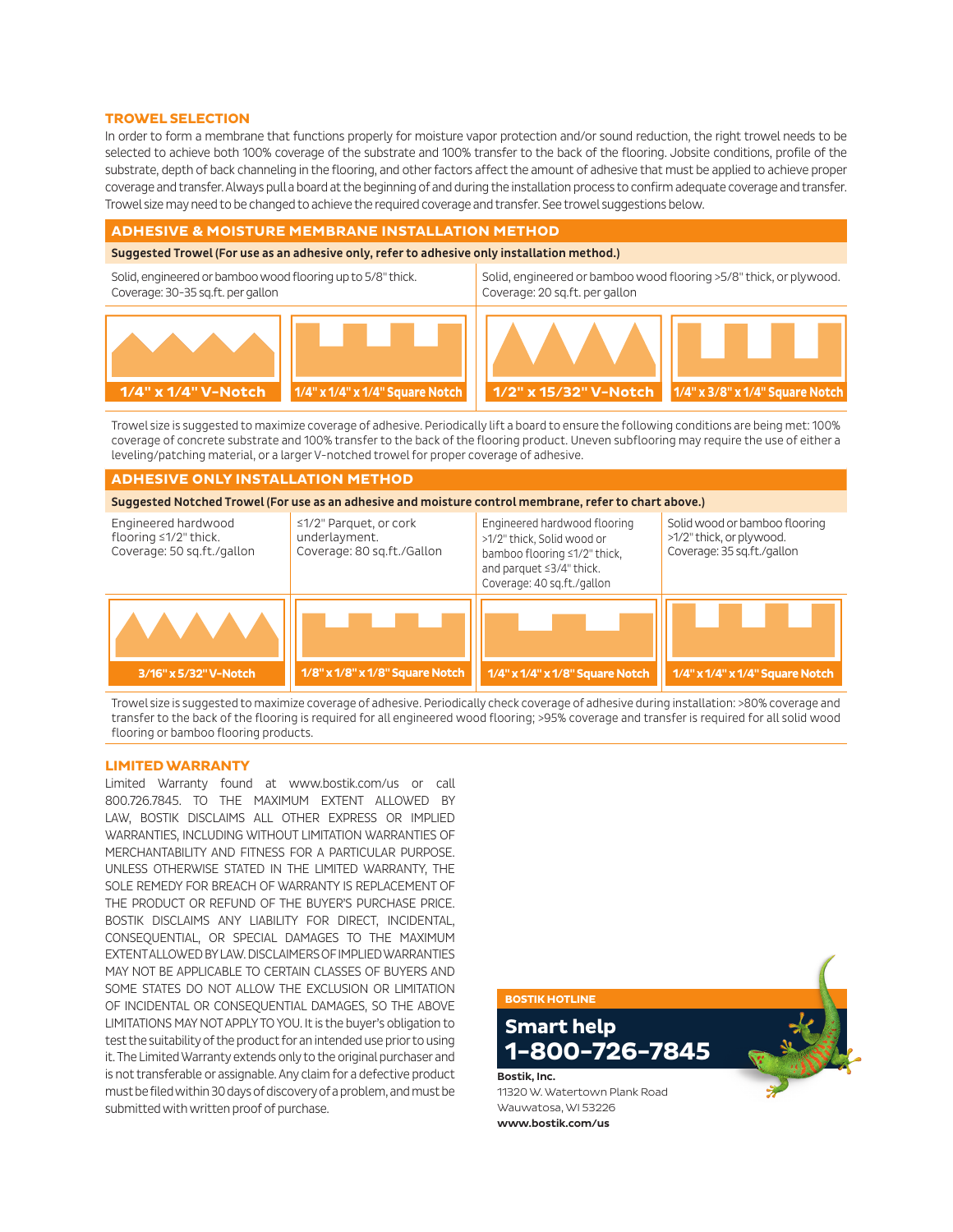## TROWEL SELECTION

In order to form a membrane that functions properly for moisture vapor protection and/or sound reduction, the right trowel needs to be selected to achieve both 100% coverage of the substrate and 100% transfer to the back of the flooring. Jobsite conditions, profile of the substrate, depth of back channeling in the flooring, and other factors affect the amount of adhesive that must be applied to achieve proper coverage and transfer. Always pull a board at the beginning of and during the installation process to confirm adequate coverage and transfer. Trowel size may need to be changed to achieve the required coverage and transfer. See trowel suggestions below.

### ADHESIVE & MOISTURE MEMBRANE INSTALLATION METHOD

**Suggested Trowel (For use as an adhesive only, refer to adhesive only installation method.)**

| Solid, engineered or bamboo wood flooring up to 5/8" thick. Coverage: 30-35 sq.ft. per gallon | | Solid, engineered or bamboo wood flooring >5/8" thick, or plywood. Coverage: 20 sq.ft. per gallon | |
|---|---|---|---|
| 1/4" x 1/4" V-Notch | 1/4" x 1/4" x 1/4" Square Notch | 1/2" x 15/32" V-Notch | 1/4" x 3/8" x 1/4" Square Notch |

Trowel size is suggested to maximize coverage of adhesive. Periodically lift a board to ensure the following conditions are being met: 100% coverage of concrete substrate and 100% transfer to the back of the flooring product. Uneven subflooring may require the use of either a leveling/patching material, or a larger V-notched trowel for proper coverage of adhesive.

### ADHESIVE ONLY INSTALLATION METHOD

**Suggested Notched Trowel (For use as an adhesive and moisture control membrane, refer to chart above.)**

| Engineered hardwood flooring ≤1/2" thick. Coverage: 50 sq.ft./gallon | ≤1/2" Parquet, or cork underlayment. Coverage: 80 sq.ft./Gallon | Engineered hardwood flooring >1/2" thick, Solid wood or bamboo flooring ≤1/2" thick, and parquet ≤3/4" thick. Coverage: 40 sq.ft./gallon | Solid wood or bamboo flooring >1/2" thick, or plywood. Coverage: 35 sq.ft./gallon |
|---|---|---|---|
| 3/16" x 5/32" V-Notch | 1/8" x 1/8" x 1/8" Square Notch | 1/4" x 1/4" x 1/8" Square Notch | 1/4" x 1/4" x 1/4" Square Notch |

Trowel size is suggested to maximize coverage of adhesive. Periodically check coverage of adhesive during installation: >80% coverage and transfer to the back of the flooring is required for all engineered wood flooring; >95% coverage and transfer is required for all solid wood flooring or bamboo flooring products.

## LIMITED WARRANTY

Limited Warranty found at www.bostik.com/us or call 800.726.7845. TO THE MAXIMUM EXTENT ALLOWED BY LAW, BOSTIK DISCLAIMS ALL OTHER EXPRESS OR IMPLIED WARRANTIES, INCLUDING WITHOUT LIMITATION WARRANTIES OF MERCHANTABILITY AND FITNESS FOR A PARTICULAR PURPOSE. UNLESS OTHERWISE STATED IN THE LIMITED WARRANTY, THE SOLE REMEDY FOR BREACH OF WARRANTY IS REPLACEMENT OF THE PRODUCT OR REFUND OF THE BUYER'S PURCHASE PRICE. BOSTIK DISCLAIMS ANY LIABILITY FOR DIRECT, INCIDENTAL, CONSEQUENTIAL, OR SPECIAL DAMAGES TO THE MAXIMUM EXTENT ALLOWED BY LAW. DISCLAIMERS OF IMPLIED WARRANTIES MAY NOT BE APPLICABLE TO CERTAIN CLASSES OF BUYERS AND SOME STATES DO NOT ALLOW THE EXCLUSION OR LIMITATION OF INCIDENTAL OR CONSEQUENTIAL DAMAGES, SO THE ABOVE LIMITATIONS MAY NOT APPLY TO YOU. It is the buyer's obligation to test the suitability of the product for an intended use prior to using it. The Limited Warranty extends only to the original purchaser and is not transferable or assignable. Any claim for a defective product must be filed within 30 days of discovery of a problem, and must be submitted with written proof of purchase.

**BOSTIK HOTLINE**

**Smart help**
**1-800-726-7845**

**Bostik, Inc.**
11320 W. Watertown Plank Road
Wauwatosa, WI 53226
**www.bostik.com/us**